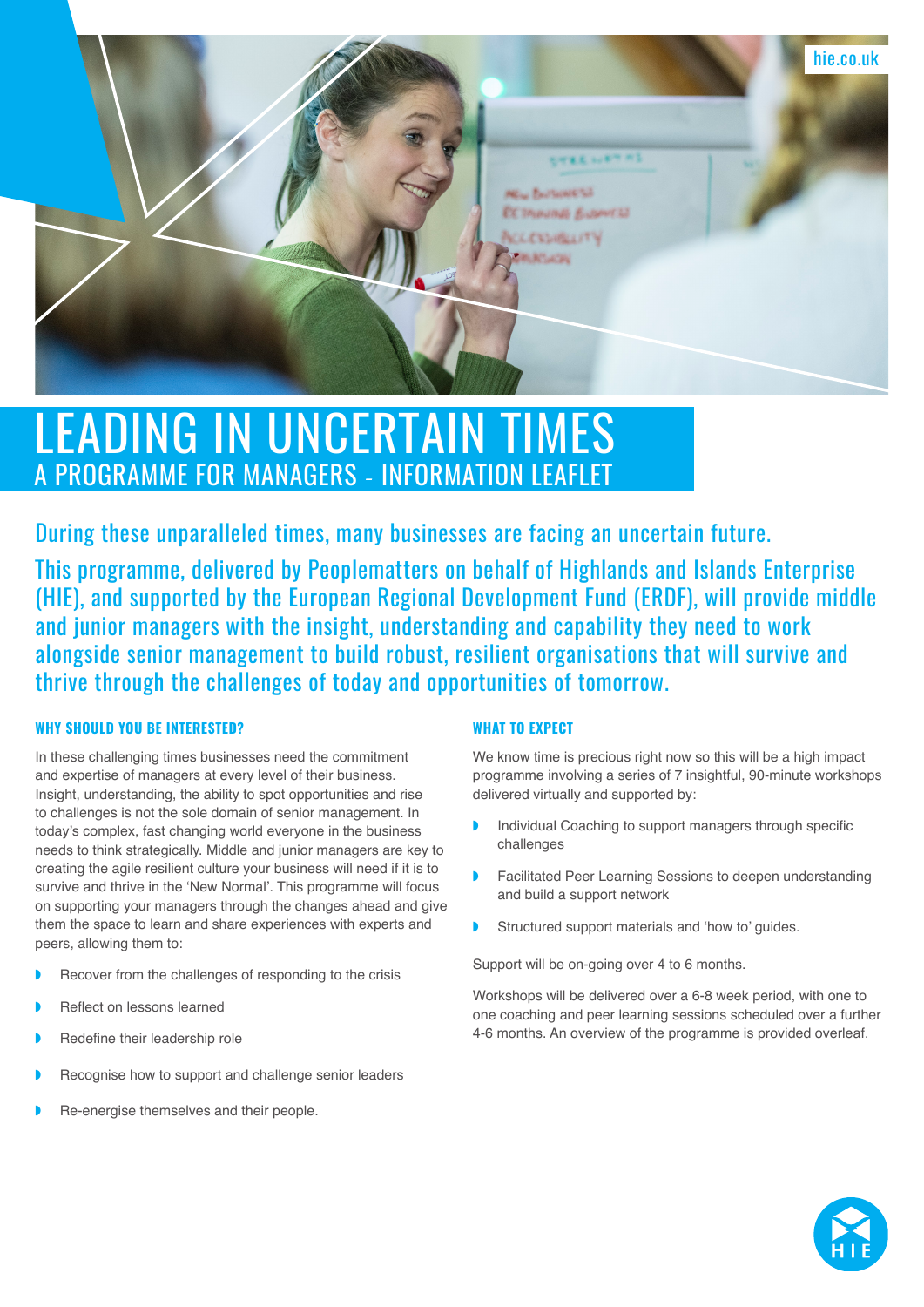# LEADING IN UNCERTAIN TIMES

## A PROGRAMME FOR MANAGERS - INFORMATION LEAFLET

During these unparalleled times, many businesses are facing an uncertain future.

This programme, delivered by Peoplematters on behalf of Highlands and Islands Enterprise (HIE), and supported by the European Regional Development Fund (ERDF), will provide middle and junior managers with the insight, understanding and capability they need to work alongside senior management to build robust, resilient organisations that will survive and thrive through the challenges of today and opportunities of tomorrow.

### WHY SHOULD YOU BE INTERESTED?

In these challenging times businesses need the commitment and expertise of managers at every level of their business. Insight, understanding, the ability to spot opportunities and rise to challenges is not the sole domain of senior management. In today's complex, fast changing world everyone in the business needs to think strategically. Middle and junior managers are key to creating the agile resilient culture your business will need if it is to survive and thrive in the 'New Normal'. This programme will focus on supporting your managers through the changes ahead and give them the space to learn and share experiences with experts and peers, allowing them to:

- Recover from the challenges of responding to the crisis
- Reflect on lessons learned
- Redefine their leadership role
- Recognise how to support and challenge senior leaders
- Re-energise themselves and their people.

### WHAT TO EXPECT

We know time is precious right now so this will be a high impact programme involving a series of 7 insightful, 90-minute workshops delivered virtually and supported by:

- Individual Coaching to support managers through specific challenges
- Facilitated Peer Learning Sessions to deepen understanding and build a support network
- Structured support materials and 'how to' guides.

Support will be on-going over 4 to 6 months.

Workshops will be delivered over a 6-8 week period, with one to one coaching and peer learning sessions scheduled over a further 4-6 months. An overview of the programme is provided overleaf.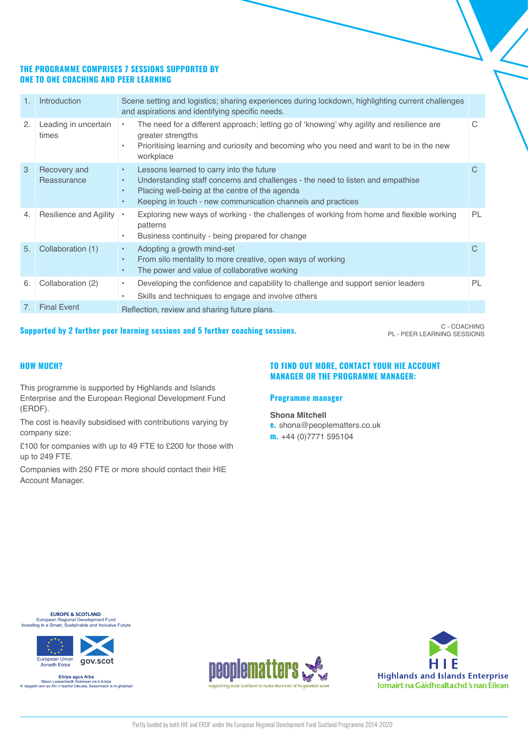## THE PROGRAMME COMPRISES 7 SESSIONS SUPPORTED BY ONE TO ONE COACHING AND PEER LEARNING

| | | | |
|---|---|---|---|
| 1. | Introduction | Scene setting and logistics; sharing experiences during lockdown, highlighting current challenges and aspirations and identifying specific needs. | |
| 2. | Leading in uncertain times | • The need for a different approach; letting go of 'knowing' why agility and resilience are greater strengths<br>• Prioritising learning and curiosity and becoming who you need and want to be in the new workplace | C |
| 3 | Recovery and Reassurance | • Lessons learned to carry into the future<br>• Understanding staff concerns and challenges - the need to listen and empathise<br>• Placing well-being at the centre of the agenda<br>• Keeping in touch - new communication channels and practices | C |
| 4. | Resilience and Agility | • Exploring new ways of working - the challenges of working from home and flexible working patterns<br>• Business continuity - being prepared for change | PL |
| 5. | Collaboration (1) | • Adopting a growth mind-set<br>• From silo mentality to more creative, open ways of working<br>• The power and value of collaborative working | C |
| 6. | Collaboration (2) | • Developing the confidence and capability to challenge and support senior leaders<br>• Skills and techniques to engage and involve others | PL |
| 7. | Final Event | Reflection, review and sharing future plans. | |

**Supported by 2 further peer learning sessions and 5 further coaching sessions.**

C - COACHING
PL - PEER LEARNING SESSIONS

### HOW MUCH?

This programme is supported by Highlands and Islands Enterprise and the European Regional Development Fund (ERDF).

The cost is heavily subsidised with contributions varying by company size:

£100 for companies with up to 49 FTE to £200 for those with up to 249 FTE.

Companies with 250 FTE or more should contact their HIE Account Manager.

### TO FIND OUT MORE, CONTACT YOUR HIE ACCOUNT MANAGER OR THE PROGRAMME MANAGER:

**Programme manager**

**Shona Mitchell**
**e.** shona@peoplematters.co.uk
**m.** +44 (0)7771 595104

EUROPE & SCOTLAND
European Regional Development Fund
Investing in a Smart, Sustainable and Inclusive Future

European Union
Aonadh Eòrpa

gov.scot

Eòrpa agus Alba
Maoin Leasachaidh Roinnean na h-Eòrpa
A' tasgadh ann an Àm ri teachd Gleusta, Seasmhach is In-ghabhail

peoplematters
supporting rural Scotland to make the most of its greatest asset

HIE
Highlands and Islands Enterprise
Iomairt na Gàidhealtachd 's nan Eilean

Partly funded by both HIE and ERDF under the European Regional Development Fund Scotland Programme 2014-2020